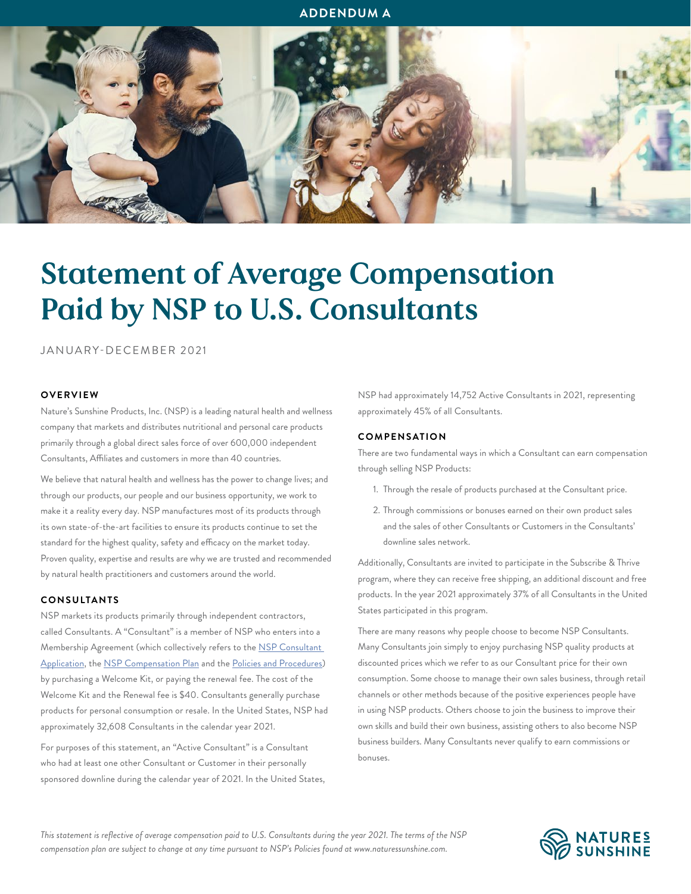ADDENDUM A

# Statement of Average Compensation Paid by NSP to U.S. Consultants

JANUARY-DECEMBER 2021

## OVERVIEW

Nature's Sunshine Products, Inc. (NSP) is a leading natural health and wellness company that markets and distributes nutritional and personal care products primarily through a global direct sales force of over 600,000 independent Consultants, Affiliates and customers in more than 40 countries.

We believe that natural health and wellness has the power to change lives; and through our products, our people and our business opportunity, we work to make it a reality every day. NSP manufactures most of its products through its own state-of-the-art facilities to ensure its products continue to set the standard for the highest quality, safety and efficacy on the market today. Proven quality, expertise and results are why we are trusted and recommended by natural health practitioners and customers around the world.

## CONSULTANTS

NSP markets its products primarily through independent contractors, called Consultants. A "Consultant" is a member of NSP who enters into a Membership Agreement (which collectively refers to the NSP Consultant Application, the NSP Compensation Plan and the Policies and Procedures) by purchasing a Welcome Kit, or paying the renewal fee. The cost of the Welcome Kit and the Renewal fee is $40. Consultants generally purchase products for personal consumption or resale. In the United States, NSP had approximately 32,608 Consultants in the calendar year 2021.

For purposes of this statement, an "Active Consultant" is a Consultant who had at least one other Consultant or Customer in their personally sponsored downline during the calendar year of 2021. In the United States, NSP had approximately 14,752 Active Consultants in 2021, representing approximately 45% of all Consultants.

## COMPENSATION

There are two fundamental ways in which a Consultant can earn compensation through selling NSP Products:

1. Through the resale of products purchased at the Consultant price.
2. Through commissions or bonuses earned on their own product sales and the sales of other Consultants or Customers in the Consultants' downline sales network.

Additionally, Consultants are invited to participate in the Subscribe & Thrive program, where they can receive free shipping, an additional discount and free products. In the year 2021 approximately 37% of all Consultants in the United States participated in this program.

There are many reasons why people choose to become NSP Consultants. Many Consultants join simply to enjoy purchasing NSP quality products at discounted prices which we refer to as our Consultant price for their own consumption. Some choose to manage their own sales business, through retail channels or other methods because of the positive experiences people have in using NSP products. Others choose to join the business to improve their own skills and build their own business, assisting others to also become NSP business builders. Many Consultants never qualify to earn commissions or bonuses.

*This statement is reflective of average compensation paid to U.S. Consultants during the year 2021. The terms of the NSP compensation plan are subject to change at any time pursuant to NSP's Policies found at www.naturessunshine.com.*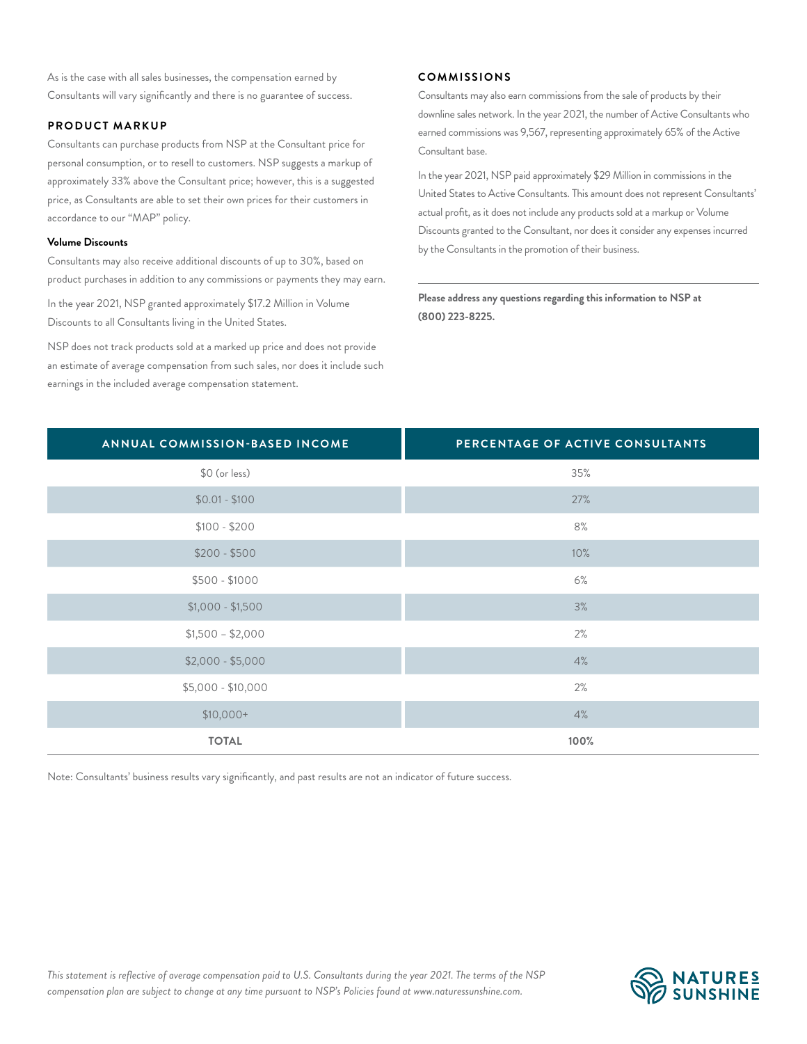As is the case with all sales businesses, the compensation earned by Consultants will vary significantly and there is no guarantee of success.

## PRODUCT MARKUP

Consultants can purchase products from NSP at the Consultant price for personal consumption, or to resell to customers. NSP suggests a markup of approximately 33% above the Consultant price; however, this is a suggested price, as Consultants are able to set their own prices for their customers in accordance to our "MAP" policy.

### Volume Discounts

Consultants may also receive additional discounts of up to 30%, based on product purchases in addition to any commissions or payments they may earn.

In the year 2021, NSP granted approximately $17.2 Million in Volume Discounts to all Consultants living in the United States.

NSP does not track products sold at a marked up price and does not provide an estimate of average compensation from such sales, nor does it include such earnings in the included average compensation statement.

## COMMISSIONS

Consultants may also earn commissions from the sale of products by their downline sales network. In the year 2021, the number of Active Consultants who earned commissions was 9,567, representing approximately 65% of the Active Consultant base.

In the year 2021, NSP paid approximately $29 Million in commissions in the United States to Active Consultants. This amount does not represent Consultants' actual profit, as it does not include any products sold at a markup or Volume Discounts granted to the Consultant, nor does it consider any expenses incurred by the Consultants in the promotion of their business.

**Please address any questions regarding this information to NSP at (800) 223-8225.**

| ANNUAL COMMISSION-BASED INCOME | PERCENTAGE OF ACTIVE CONSULTANTS |
|---|---|
| $0 (or less) | 35% |
| $0.01 - $100 | 27% |
| $100 - $200 | 8% |
| $200 - $500 | 10% |
| $500 - $1000 | 6% |
| $1,000 - $1,500 | 3% |
| $1,500 – $2,000 | 2% |
| $2,000 - $5,000 | 4% |
| $5,000 - $10,000 | 2% |
| $10,000+ | 4% |
| **TOTAL** | **100%** |

Note: Consultants' business results vary significantly, and past results are not an indicator of future success.

*This statement is reflective of average compensation paid to U.S. Consultants during the year 2021. The terms of the NSP compensation plan are subject to change at any time pursuant to NSP's Policies found at www.naturessunshine.com.*